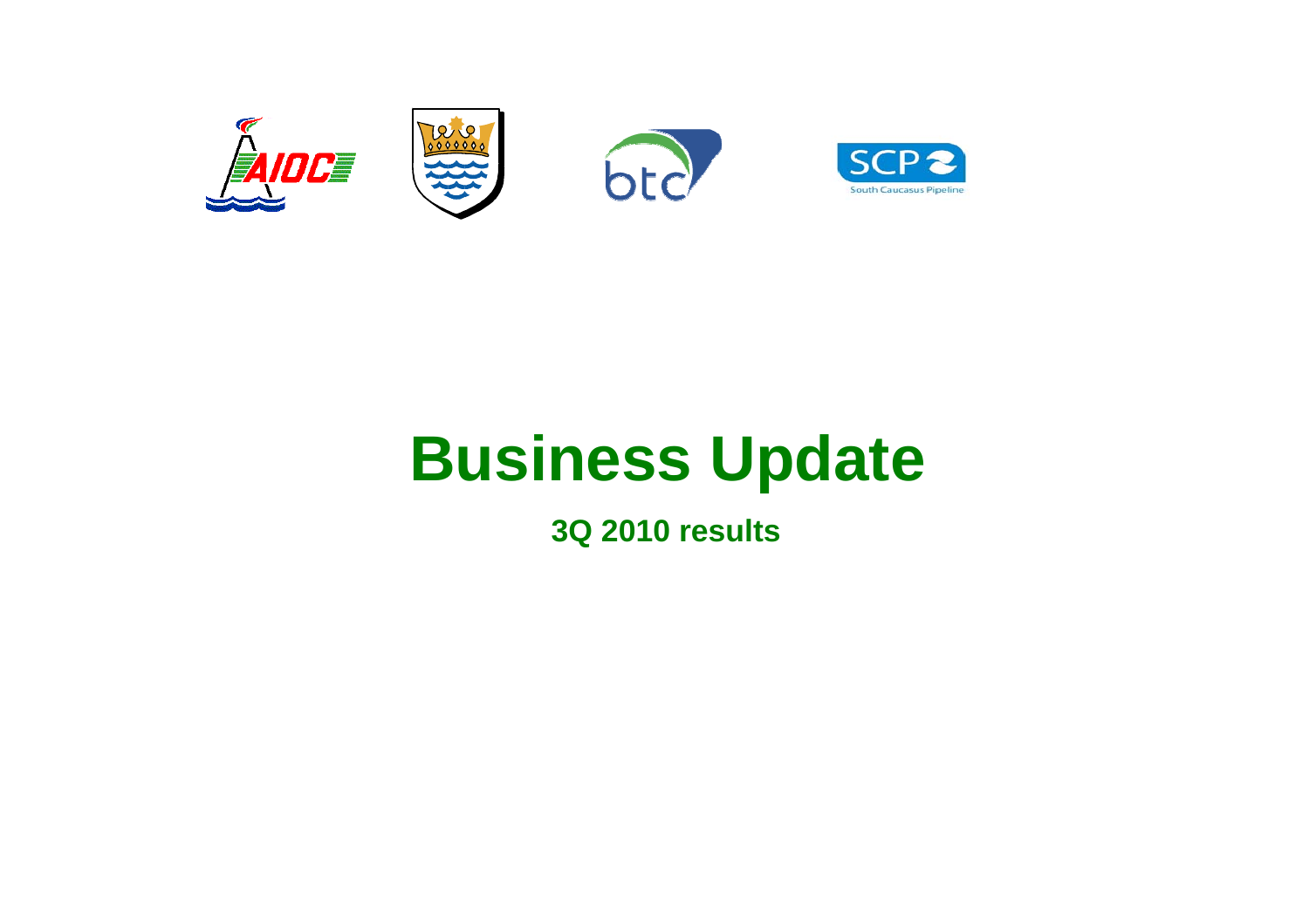# Business Update

### 3Q 2010 results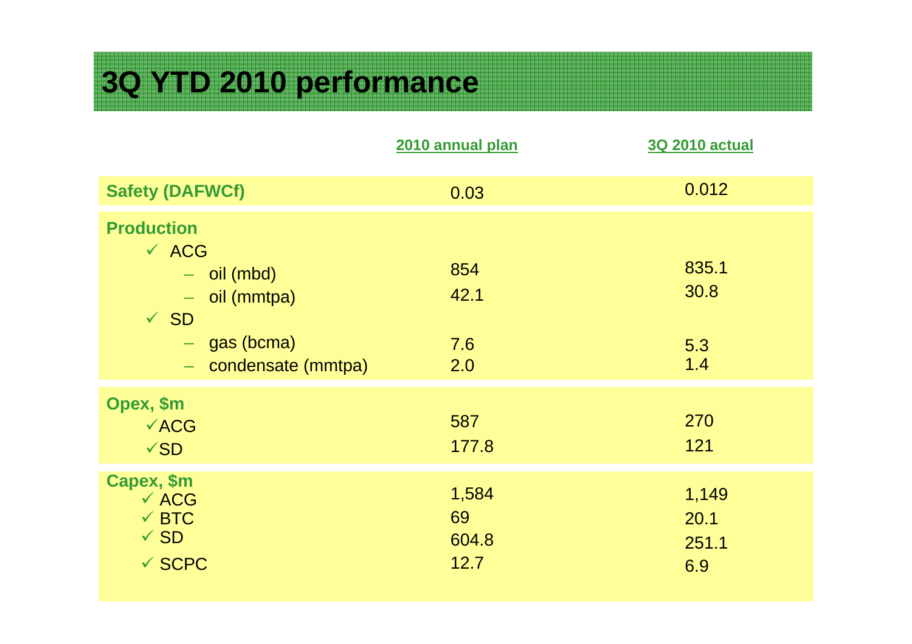# 3Q YTD 2010 performance

| | 2010 annual plan | 3Q 2010 actual |
|---|---|---|
| **Safety (DAFWCf)** | 0.03 | 0.012 |
| **Production** | | |
| ✓ ACG | | |
| – oil (mbd) | 854 | 835.1 |
| – oil (mmtpa) | 42.1 | 30.8 |
| ✓ SD | | |
| – gas (bcma) | 7.6 | 5.3 |
| – condensate (mmtpa) | 2.0 | 1.4 |
| **Opex, $m** | | |
| ✓ ACG | 587 | 270 |
| ✓ SD | 177.8 | 121 |
| **Capex, $m** | | |
| ✓ ACG | 1,584 | 1,149 |
| ✓ BTC | 69 | 20.1 |
| ✓ SD | 604.8 | 251.1 |
| ✓ SCPC | 12.7 | 6.9 |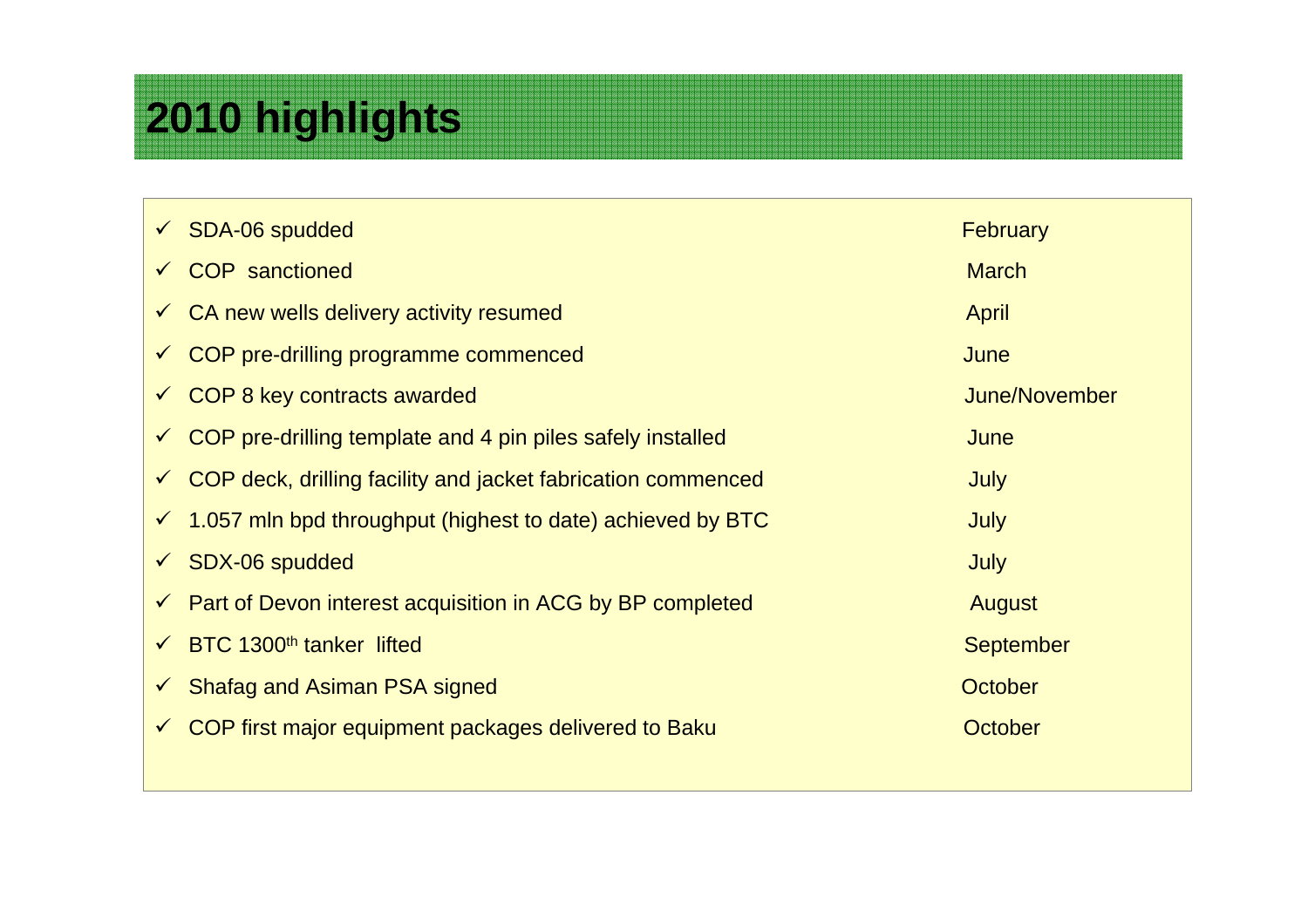# 2010 highlights

| Highlight | Month |
| --- | --- |
| ✓ SDA-06 spudded | February |
| ✓ COP sanctioned | March |
| ✓ CA new wells delivery activity resumed | April |
| ✓ COP pre-drilling programme commenced | June |
| ✓ COP 8 key contracts awarded | June/November |
| ✓ COP pre-drilling template and 4 pin piles safely installed | June |
| ✓ COP deck, drilling facility and jacket fabrication commenced | July |
| ✓ 1.057 mln bpd throughput (highest to date) achieved by BTC | July |
| ✓ SDX-06 spudded | July |
| ✓ Part of Devon interest acquisition in ACG by BP completed | August |
| ✓ BTC 1300th tanker lifted | September |
| ✓ Shafag and Asiman PSA signed | October |
| ✓ COP first major equipment packages delivered to Baku | October |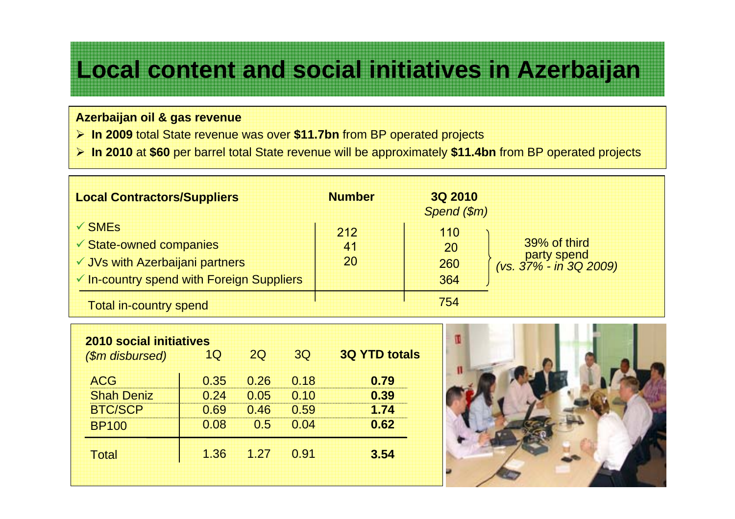# Local content and social initiatives in Azerbaijan

**Azerbaijan oil & gas revenue**

- **In 2009** total State revenue was over **$11.7bn** from BP operated projects
- **In 2010** at **$60** per barrel total State revenue will be approximately **$11.4bn** from BP operated projects

| **Local Contractors/Suppliers** | **Number** | **3Q 2010** *Spend ($m)* | |
|---|---|---|---|
| ✓ SMEs | 212 | 110 | 39% of third party spend *(vs. 37% - in 3Q 2009)* |
| ✓ State-owned companies | 41 | 20 | |
| ✓ JVs with Azerbaijani partners | 20 | 260 | |
| ✓ In-country spend with Foreign Suppliers | | 364 | |
| Total in-country spend | | 754 | |

| **2010 social initiatives** *($m disbursed)* | 1Q | 2Q | 3Q | **3Q YTD totals** |
|---|---|---|---|---|
| ACG | 0.35 | 0.26 | 0.18 | **0.79** |
| Shah Deniz | 0.24 | 0.05 | 0.10 | **0.39** |
| BTC/SCP | 0.69 | 0.46 | 0.59 | **1.74** |
| BP100 | 0.08 | 0.5 | 0.04 | **0.62** |
| Total | 1.36 | 1.27 | 0.91 | **3.54** |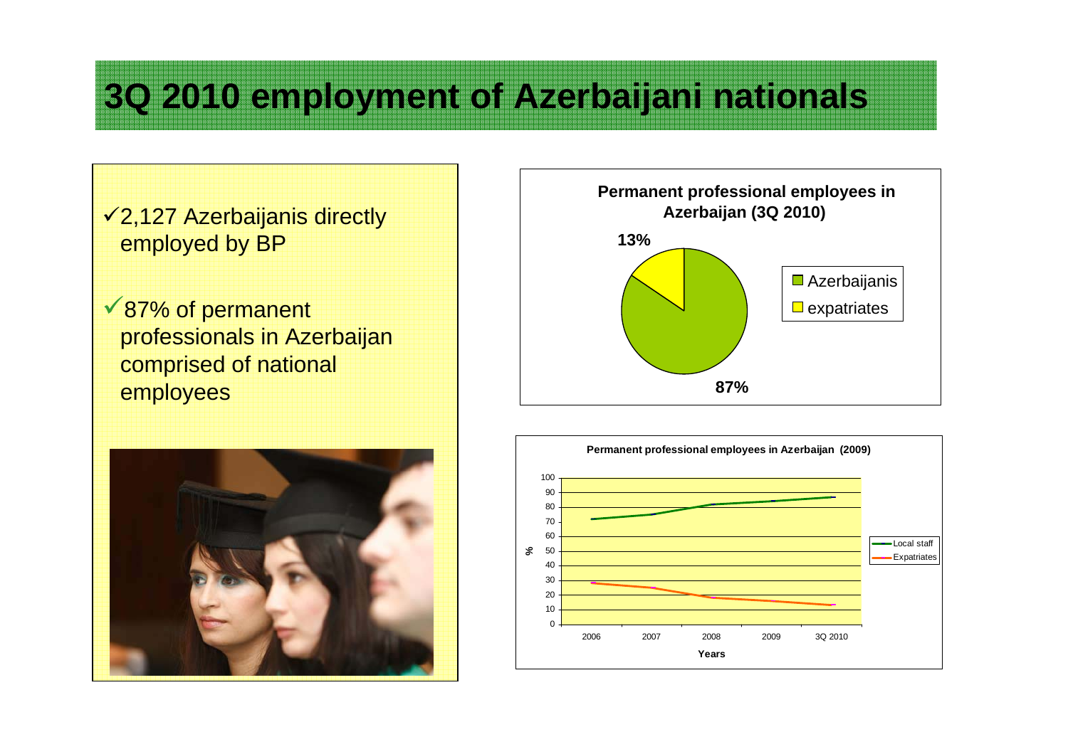# 3Q 2010 employment of Azerbaijani nationals

- ✓2,127 Azerbaijanis directly employed by BP
- ✓87% of permanent professionals in Azerbaijan comprised of national employees

**Permanent professional employees in Azerbaijan (3Q 2010)**

| | % |
|---|---|
| Azerbaijanis | 87% |
| expatriates | 13% |

**Permanent professional employees in Azerbaijan (2009)**

| Years | Local staff (%) | Expatriates (%) |
|---|---|---|
| 2006 | ~72 | ~28 |
| 2007 | ~75 | ~25 |
| 2008 | ~82 | ~18 |
| 2009 | ~84 | ~16 |
| 3Q 2010 | ~87 | ~13 |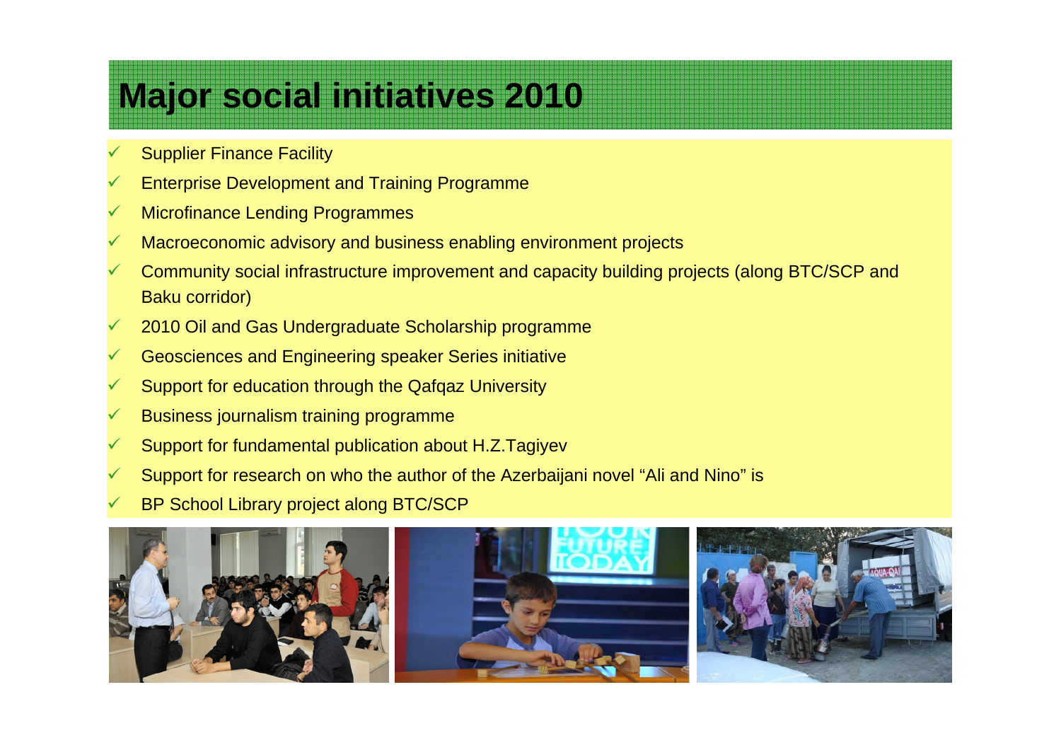# Major social initiatives 2010

- Supplier Finance Facility
- Enterprise Development and Training Programme
- Microfinance Lending Programmes
- Macroeconomic advisory and business enabling environment projects
- Community social infrastructure improvement and capacity building projects (along BTC/SCP and Baku corridor)
- 2010 Oil and Gas Undergraduate Scholarship programme
- Geosciences and Engineering speaker Series initiative
- Support for education through the Qafqaz University
- Business journalism training programme
- Support for fundamental publication about H.Z.Tagiyev
- Support for research on who the author of the Azerbaijani novel “Ali and Nino” is
- BP School Library project along BTC/SCP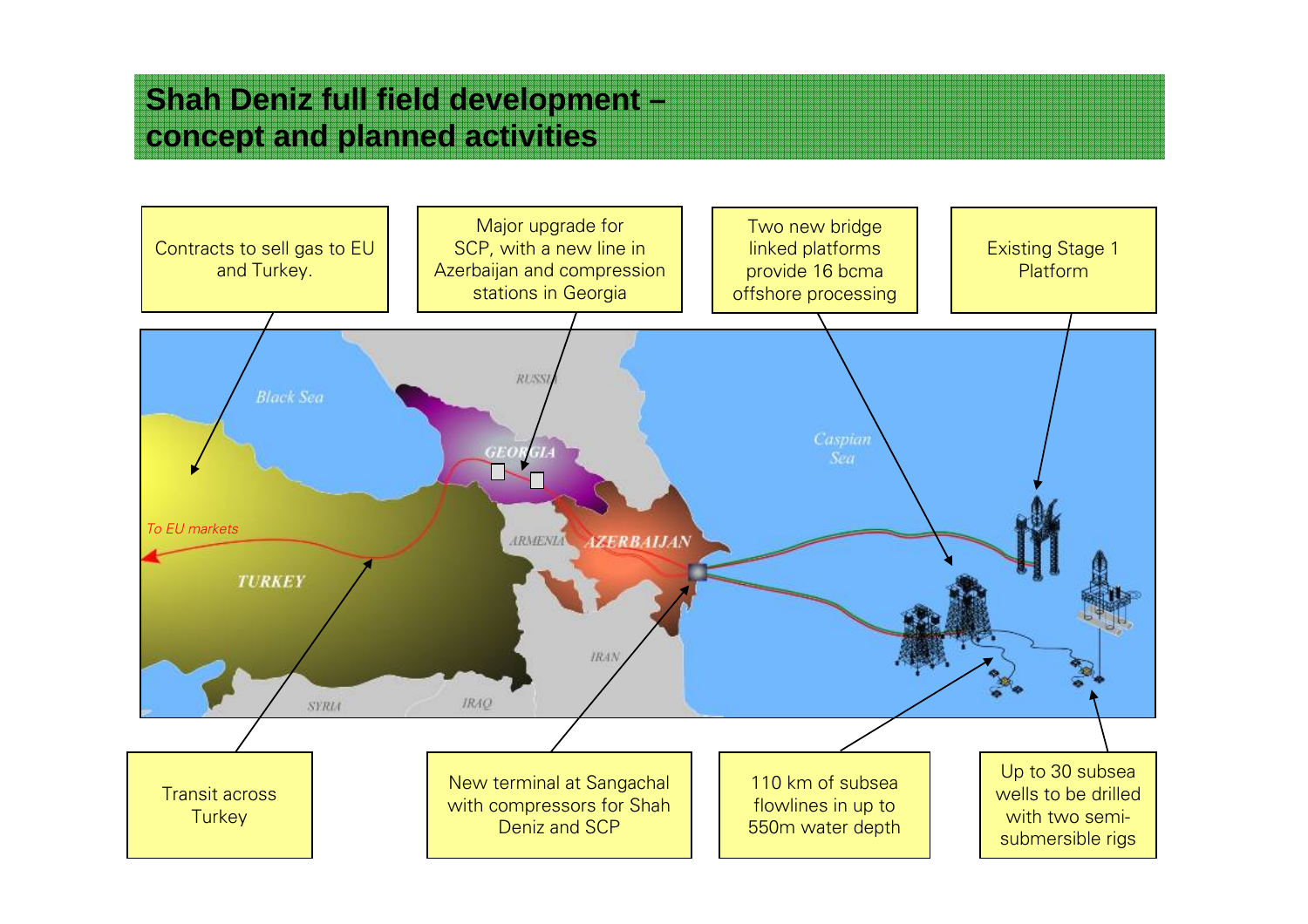# Shah Deniz full field development – concept and planned activities

Contracts to sell gas to EU and Turkey.

Major upgrade for SCP, with a new line in Azerbaijan and compression stations in Georgia

Two new bridge linked platforms provide 16 bcma offshore processing

Existing Stage 1 Platform

RUSSIA

Black Sea

GEORGIA

Caspian Sea

To EU markets

ARMENIA

AZERBAIJAN

TURKEY

IRAN

SYRIA

IRAQ

Transit across Turkey

New terminal at Sangachal with compressors for Shah Deniz and SCP

110 km of subsea flowlines in up to 550m water depth

Up to 30 subsea wells to be drilled with two semi-submersible rigs